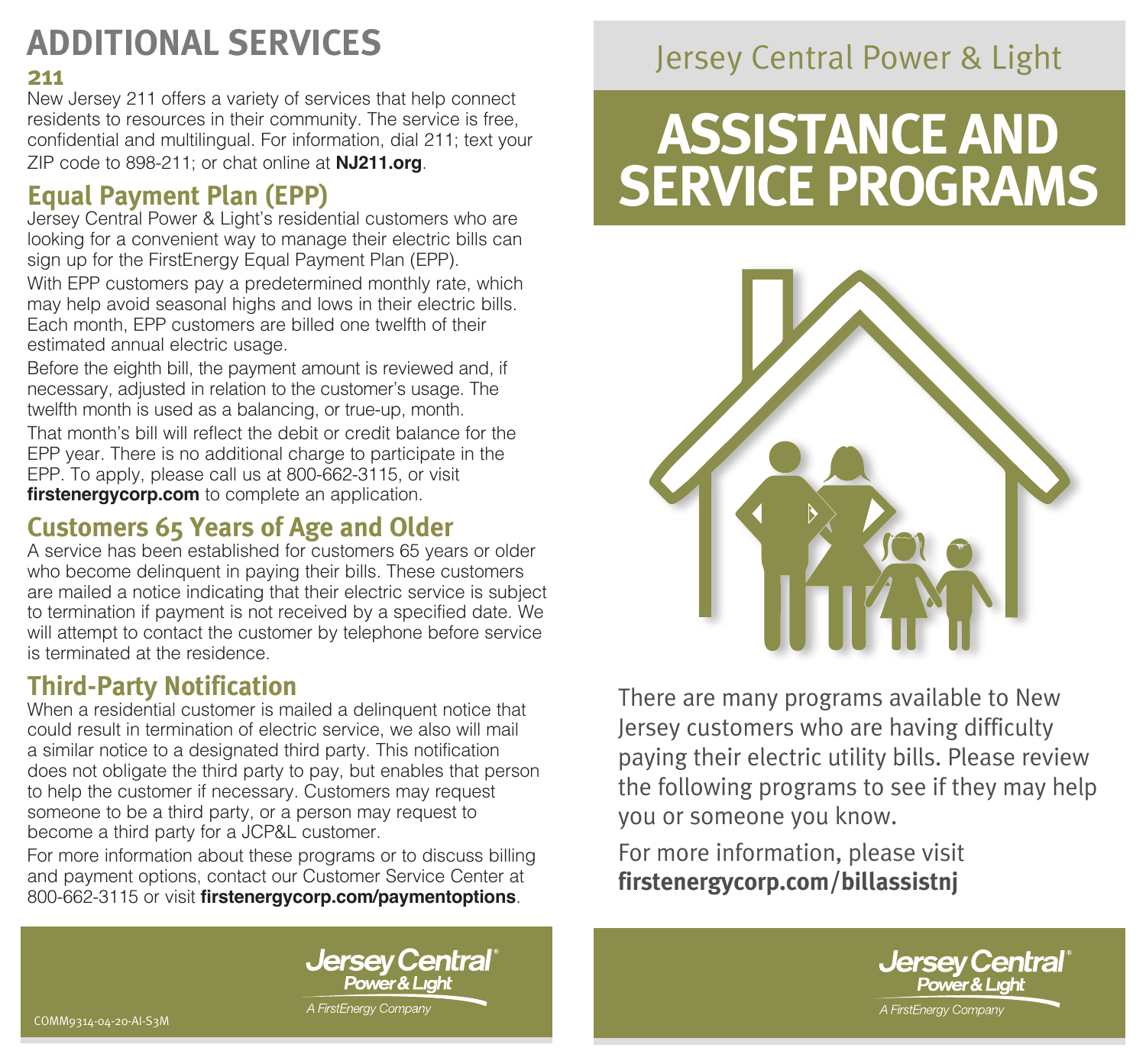# ADDITIONAL SERVICES

### 211

New Jersey 211 offers a variety of services that help connect residents to resources in their community. The service is free, confidential and multilingual. For information, dial 211; text your ZIP code to 898-211; or chat online at **NJ211.org**.

## Equal Payment Plan (EPP)

Jersey Central Power & Light's residential customers who are looking for a convenient way to manage their electric bills can sign up for the FirstEnergy Equal Payment Plan (EPP).

With EPP customers pay a predetermined monthly rate, which may help avoid seasonal highs and lows in their electric bills. Each month, EPP customers are billed one twelfth of their estimated annual electric usage.

Before the eighth bill, the payment amount is reviewed and, if necessary, adjusted in relation to the customer's usage. The twelfth month is used as a balancing, or true-up, month.

That month's bill will reflect the debit or credit balance for the EPP year. There is no additional charge to participate in the EPP. To apply, please call us at 800-662-3115, or visit **firstenergycorp.com** to complete an application.

## Customers 65 Years of Age and Older

A service has been established for customers 65 years or older who become delinquent in paying their bills. These customers are mailed a notice indicating that their electric service is subject to termination if payment is not received by a specified date. We will attempt to contact the customer by telephone before service is terminated at the residence.

## Third-Party Notification

When a residential customer is mailed a delinquent notice that could result in termination of electric service, we also will mail a similar notice to a designated third party. This notification does not obligate the third party to pay, but enables that person to help the customer if necessary. Customers may request someone to be a third party, or a person may request to become a third party for a JCP&L customer.

For more information about these programs or to discuss billing and payment options, contact our Customer Service Center at 800-662-3115 or visit **firstenergycorp.com/paymentoptions**.

Jersey Central Power & Light
*A FirstEnergy Company*

COMM9314-04-20-AI-S3M

Jersey Central Power & Light

# ASSISTANCE AND SERVICE PROGRAMS

There are many programs available to New Jersey customers who are having difficulty paying their electric utility bills. Please review the following programs to see if they may help you or someone you know.

For more information, please visit **firstenergycorp.com/billassistnj**

Jersey Central Power & Light
*A FirstEnergy Company*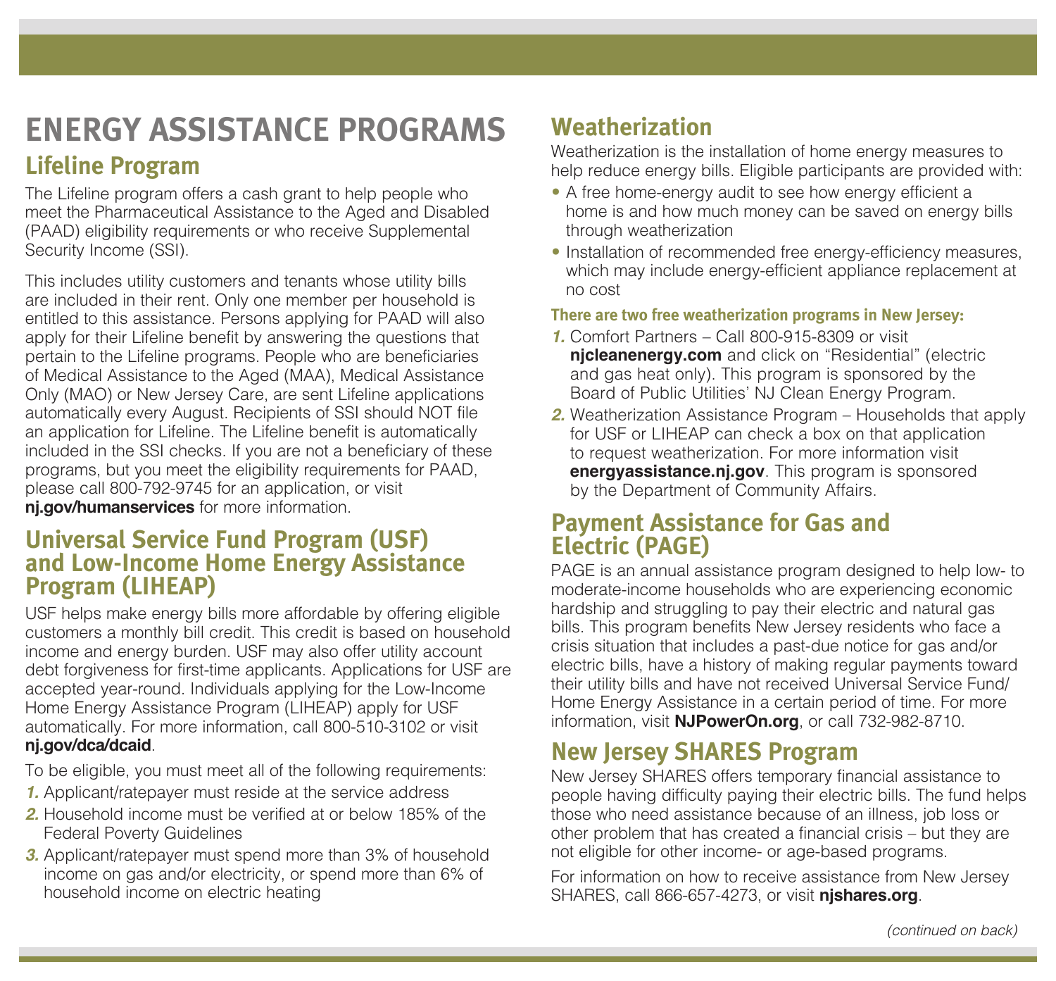# ENERGY ASSISTANCE PROGRAMS

## Lifeline Program

The Lifeline program offers a cash grant to help people who meet the Pharmaceutical Assistance to the Aged and Disabled (PAAD) eligibility requirements or who receive Supplemental Security Income (SSI).

This includes utility customers and tenants whose utility bills are included in their rent. Only one member per household is entitled to this assistance. Persons applying for PAAD will also apply for their Lifeline benefit by answering the questions that pertain to the Lifeline programs. People who are beneficiaries of Medical Assistance to the Aged (MAA), Medical Assistance Only (MAO) or New Jersey Care, are sent Lifeline applications automatically every August. Recipients of SSI should NOT file an application for Lifeline. The Lifeline benefit is automatically included in the SSI checks. If you are not a beneficiary of these programs, but you meet the eligibility requirements for PAAD, please call 800-792-9745 for an application, or visit **nj.gov/humanservices** for more information.

## Universal Service Fund Program (USF) and Low-Income Home Energy Assistance Program (LIHEAP)

USF helps make energy bills more affordable by offering eligible customers a monthly bill credit. This credit is based on household income and energy burden. USF may also offer utility account debt forgiveness for first-time applicants. Applications for USF are accepted year-round. Individuals applying for the Low-Income Home Energy Assistance Program (LIHEAP) apply for USF automatically. For more information, call 800-510-3102 or visit **nj.gov/dca/dcaid**.

To be eligible, you must meet all of the following requirements:

1. Applicant/ratepayer must reside at the service address
2. Household income must be verified at or below 185% of the Federal Poverty Guidelines
3. Applicant/ratepayer must spend more than 3% of household income on gas and/or electricity, or spend more than 6% of household income on electric heating

## Weatherization

Weatherization is the installation of home energy measures to help reduce energy bills. Eligible participants are provided with:

- A free home-energy audit to see how energy efficient a home is and how much money can be saved on energy bills through weatherization
- Installation of recommended free energy-efficiency measures, which may include energy-efficient appliance replacement at no cost

**There are two free weatherization programs in New Jersey:**

1. Comfort Partners – Call 800-915-8309 or visit **njcleanenergy.com** and click on "Residential" (electric and gas heat only). This program is sponsored by the Board of Public Utilities' NJ Clean Energy Program.
2. Weatherization Assistance Program – Households that apply for USF or LIHEAP can check a box on that application to request weatherization. For more information visit **energyassistance.nj.gov**. This program is sponsored by the Department of Community Affairs.

## Payment Assistance for Gas and Electric (PAGE)

PAGE is an annual assistance program designed to help low- to moderate-income households who are experiencing economic hardship and struggling to pay their electric and natural gas bills. This program benefits New Jersey residents who face a crisis situation that includes a past-due notice for gas and/or electric bills, have a history of making regular payments toward their utility bills and have not received Universal Service Fund/ Home Energy Assistance in a certain period of time. For more information, visit **NJPowerOn.org**, or call 732-982-8710.

## New Jersey SHARES Program

New Jersey SHARES offers temporary financial assistance to people having difficulty paying their electric bills. The fund helps those who need assistance because of an illness, job loss or other problem that has created a financial crisis – but they are not eligible for other income- or age-based programs.

For information on how to receive assistance from New Jersey SHARES, call 866-657-4273, or visit **njshares.org**.

*(continued on back)*